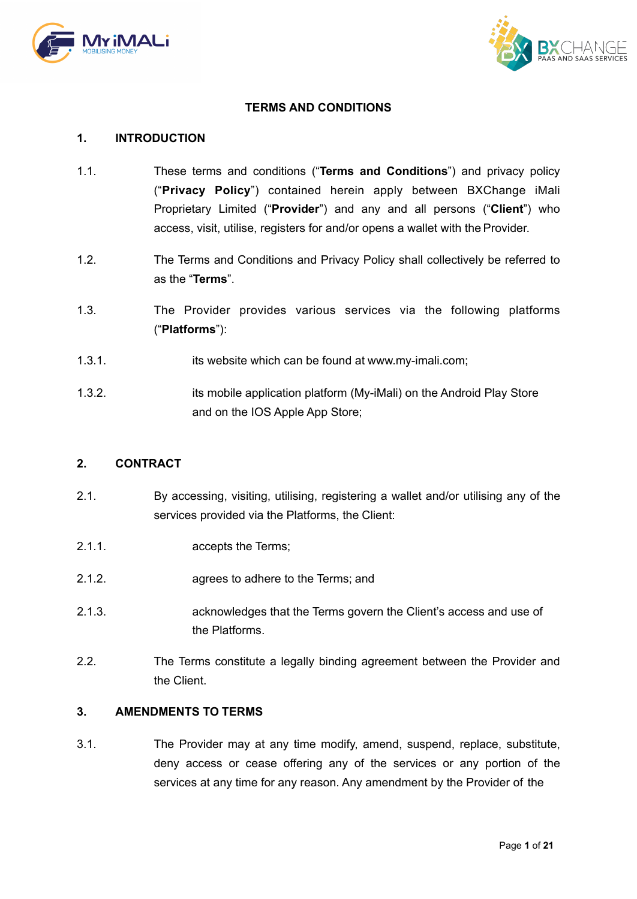# TERMS AND CONDITIONS

## 1. INTRODUCTION

1.1. These terms and conditions ("**Terms and Conditions**") and privacy policy ("**Privacy Policy**") contained herein apply between BXChange iMali Proprietary Limited ("**Provider**") and any and all persons ("**Client**") who access, visit, utilise, registers for and/or opens a wallet with the Provider.

1.2. The Terms and Conditions and Privacy Policy shall collectively be referred to as the "**Terms**".

1.3. The Provider provides various services via the following platforms ("**Platforms**"):

1.3.1. its website which can be found at www.my-imali.com;

1.3.2. its mobile application platform (My-iMali) on the Android Play Store and on the IOS Apple App Store;

## 2. CONTRACT

2.1. By accessing, visiting, utilising, registering a wallet and/or utilising any of the services provided via the Platforms, the Client:

2.1.1. accepts the Terms;

2.1.2. agrees to adhere to the Terms; and

2.1.3. acknowledges that the Terms govern the Client's access and use of the Platforms.

2.2. The Terms constitute a legally binding agreement between the Provider and the Client.

## 3. AMENDMENTS TO TERMS

3.1. The Provider may at any time modify, amend, suspend, replace, substitute, deny access or cease offering any of the services or any portion of the services at any time for any reason. Any amendment by the Provider of the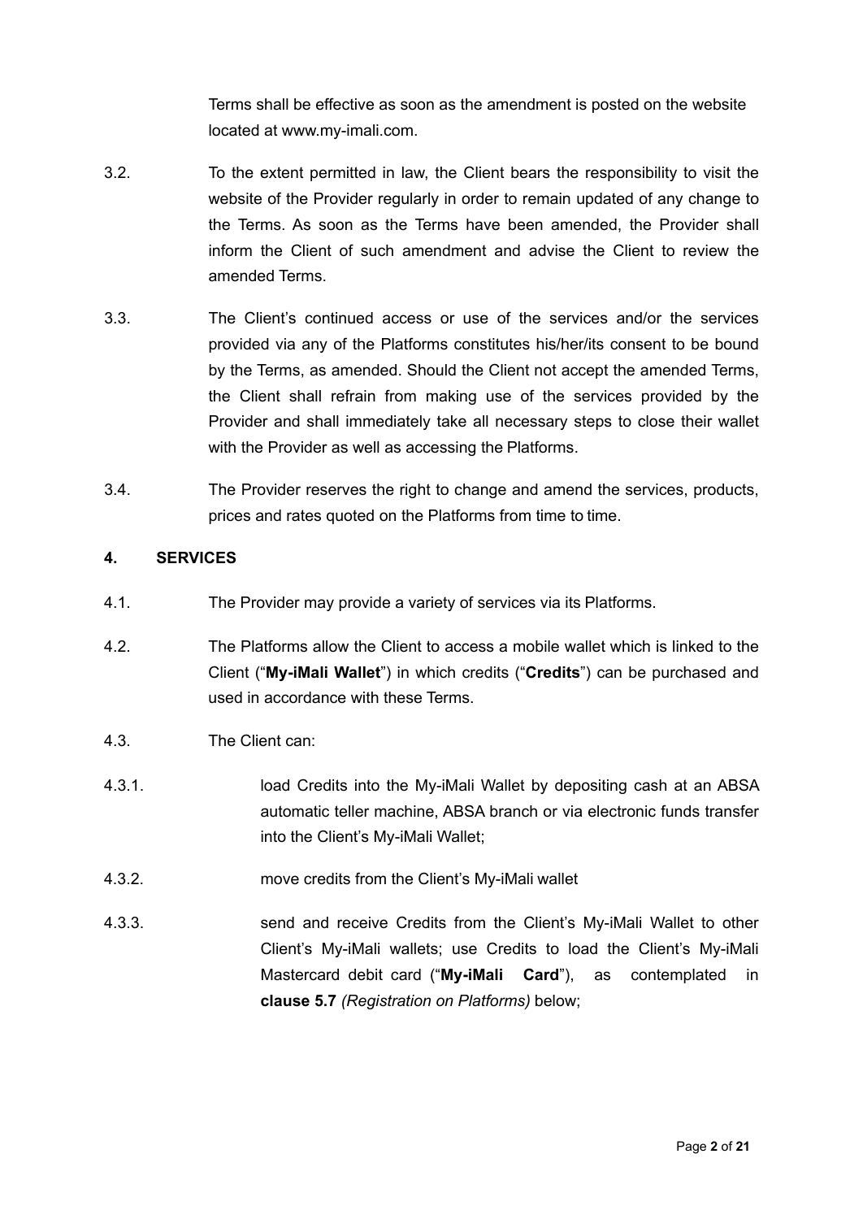Terms shall be effective as soon as the amendment is posted on the website located at www.my-imali.com.

3.2. To the extent permitted in law, the Client bears the responsibility to visit the website of the Provider regularly in order to remain updated of any change to the Terms. As soon as the Terms have been amended, the Provider shall inform the Client of such amendment and advise the Client to review the amended Terms.

3.3. The Client's continued access or use of the services and/or the services provided via any of the Platforms constitutes his/her/its consent to be bound by the Terms, as amended. Should the Client not accept the amended Terms, the Client shall refrain from making use of the services provided by the Provider and shall immediately take all necessary steps to close their wallet with the Provider as well as accessing the Platforms.

3.4. The Provider reserves the right to change and amend the services, products, prices and rates quoted on the Platforms from time to time.

**4. SERVICES**

4.1. The Provider may provide a variety of services via its Platforms.

4.2. The Platforms allow the Client to access a mobile wallet which is linked to the Client ("**My-iMali Wallet**") in which credits ("**Credits**") can be purchased and used in accordance with these Terms.

4.3. The Client can:

4.3.1. load Credits into the My-iMali Wallet by depositing cash at an ABSA automatic teller machine, ABSA branch or via electronic funds transfer into the Client's My-iMali Wallet;

4.3.2. move credits from the Client's My-iMali wallet

4.3.3. send and receive Credits from the Client's My-iMali Wallet to other Client's My-iMali wallets; use Credits to load the Client's My-iMali Mastercard debit card ("**My-iMali Card**"), as contemplated in **clause 5.7** *(Registration on Platforms)* below;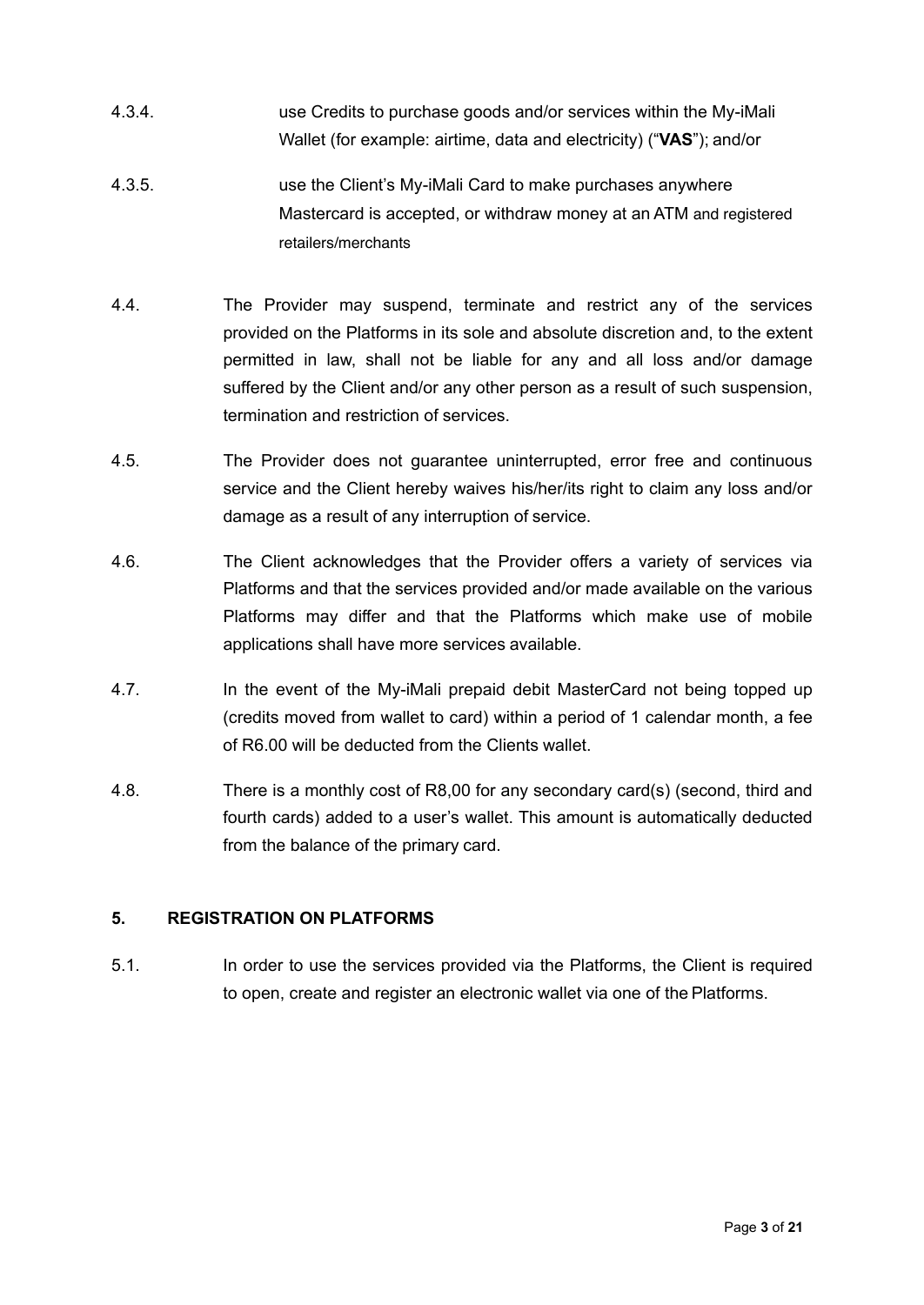4.3.4. use Credits to purchase goods and/or services within the My-iMali Wallet (for example: airtime, data and electricity) ("**VAS**"); and/or

4.3.5. use the Client's My-iMali Card to make purchases anywhere Mastercard is accepted, or withdraw money at an ATM and registered retailers/merchants

4.4. The Provider may suspend, terminate and restrict any of the services provided on the Platforms in its sole and absolute discretion and, to the extent permitted in law, shall not be liable for any and all loss and/or damage suffered by the Client and/or any other person as a result of such suspension, termination and restriction of services.

4.5. The Provider does not guarantee uninterrupted, error free and continuous service and the Client hereby waives his/her/its right to claim any loss and/or damage as a result of any interruption of service.

4.6. The Client acknowledges that the Provider offers a variety of services via Platforms and that the services provided and/or made available on the various Platforms may differ and that the Platforms which make use of mobile applications shall have more services available.

4.7. In the event of the My-iMali prepaid debit MasterCard not being topped up (credits moved from wallet to card) within a period of 1 calendar month, a fee of R6.00 will be deducted from the Clients wallet.

4.8. There is a monthly cost of R8,00 for any secondary card(s) (second, third and fourth cards) added to a user's wallet. This amount is automatically deducted from the balance of the primary card.

## 5. REGISTRATION ON PLATFORMS

5.1. In order to use the services provided via the Platforms, the Client is required to open, create and register an electronic wallet via one of the Platforms.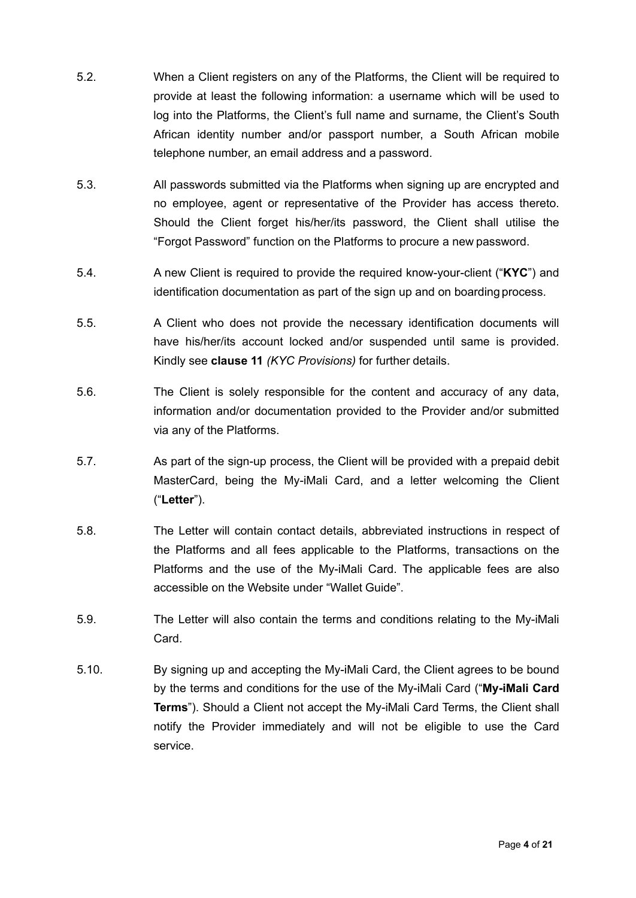5.2. When a Client registers on any of the Platforms, the Client will be required to provide at least the following information: a username which will be used to log into the Platforms, the Client's full name and surname, the Client's South African identity number and/or passport number, a South African mobile telephone number, an email address and a password.

5.3. All passwords submitted via the Platforms when signing up are encrypted and no employee, agent or representative of the Provider has access thereto. Should the Client forget his/her/its password, the Client shall utilise the "Forgot Password" function on the Platforms to procure a new password.

5.4. A new Client is required to provide the required know-your-client ("**KYC**") and identification documentation as part of the sign up and on boarding process.

5.5. A Client who does not provide the necessary identification documents will have his/her/its account locked and/or suspended until same is provided. Kindly see **clause 11** *(KYC Provisions)* for further details.

5.6. The Client is solely responsible for the content and accuracy of any data, information and/or documentation provided to the Provider and/or submitted via any of the Platforms.

5.7. As part of the sign-up process, the Client will be provided with a prepaid debit MasterCard, being the My-iMali Card, and a letter welcoming the Client ("**Letter**").

5.8. The Letter will contain contact details, abbreviated instructions in respect of the Platforms and all fees applicable to the Platforms, transactions on the Platforms and the use of the My-iMali Card. The applicable fees are also accessible on the Website under "Wallet Guide".

5.9. The Letter will also contain the terms and conditions relating to the My-iMali Card.

5.10. By signing up and accepting the My-iMali Card, the Client agrees to be bound by the terms and conditions for the use of the My-iMali Card ("**My-iMali Card Terms**"). Should a Client not accept the My-iMali Card Terms, the Client shall notify the Provider immediately and will not be eligible to use the Card service.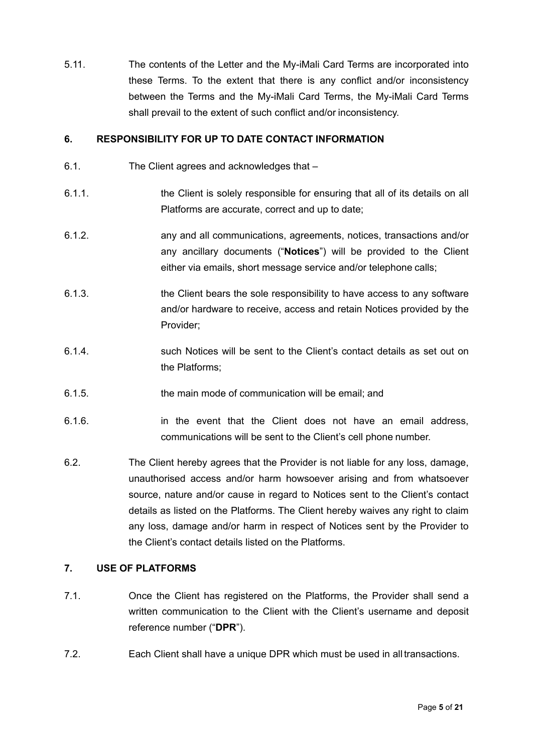5.11. The contents of the Letter and the My-iMali Card Terms are incorporated into these Terms. To the extent that there is any conflict and/or inconsistency between the Terms and the My-iMali Card Terms, the My-iMali Card Terms shall prevail to the extent of such conflict and/or inconsistency.

## 6. RESPONSIBILITY FOR UP TO DATE CONTACT INFORMATION

6.1. The Client agrees and acknowledges that –

6.1.1. the Client is solely responsible for ensuring that all of its details on all Platforms are accurate, correct and up to date;

6.1.2. any and all communications, agreements, notices, transactions and/or any ancillary documents ("**Notices**") will be provided to the Client either via emails, short message service and/or telephone calls;

6.1.3. the Client bears the sole responsibility to have access to any software and/or hardware to receive, access and retain Notices provided by the Provider;

6.1.4. such Notices will be sent to the Client's contact details as set out on the Platforms;

6.1.5. the main mode of communication will be email; and

6.1.6. in the event that the Client does not have an email address, communications will be sent to the Client's cell phone number.

6.2. The Client hereby agrees that the Provider is not liable for any loss, damage, unauthorised access and/or harm howsoever arising and from whatsoever source, nature and/or cause in regard to Notices sent to the Client's contact details as listed on the Platforms. The Client hereby waives any right to claim any loss, damage and/or harm in respect of Notices sent by the Provider to the Client's contact details listed on the Platforms.

## 7. USE OF PLATFORMS

7.1. Once the Client has registered on the Platforms, the Provider shall send a written communication to the Client with the Client's username and deposit reference number ("**DPR**").

7.2. Each Client shall have a unique DPR which must be used in all transactions.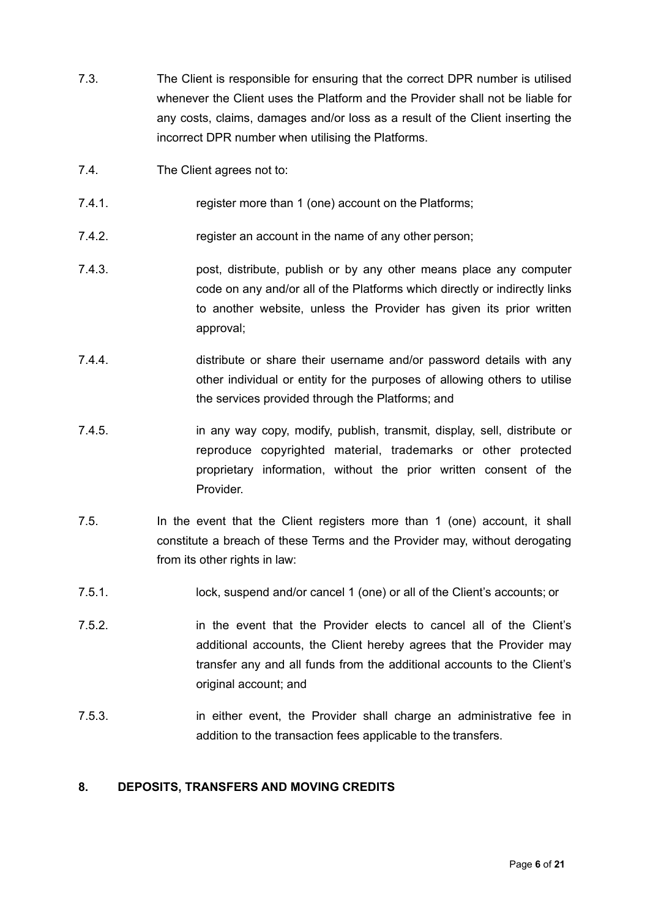7.3. The Client is responsible for ensuring that the correct DPR number is utilised whenever the Client uses the Platform and the Provider shall not be liable for any costs, claims, damages and/or loss as a result of the Client inserting the incorrect DPR number when utilising the Platforms.

7.4. The Client agrees not to:

7.4.1. register more than 1 (one) account on the Platforms;

7.4.2. register an account in the name of any other person;

7.4.3. post, distribute, publish or by any other means place any computer code on any and/or all of the Platforms which directly or indirectly links to another website, unless the Provider has given its prior written approval;

7.4.4. distribute or share their username and/or password details with any other individual or entity for the purposes of allowing others to utilise the services provided through the Platforms; and

7.4.5. in any way copy, modify, publish, transmit, display, sell, distribute or reproduce copyrighted material, trademarks or other protected proprietary information, without the prior written consent of the Provider.

7.5. In the event that the Client registers more than 1 (one) account, it shall constitute a breach of these Terms and the Provider may, without derogating from its other rights in law:

7.5.1. lock, suspend and/or cancel 1 (one) or all of the Client's accounts; or

7.5.2. in the event that the Provider elects to cancel all of the Client's additional accounts, the Client hereby agrees that the Provider may transfer any and all funds from the additional accounts to the Client's original account; and

7.5.3. in either event, the Provider shall charge an administrative fee in addition to the transaction fees applicable to the transfers.

## 8. DEPOSITS, TRANSFERS AND MOVING CREDITS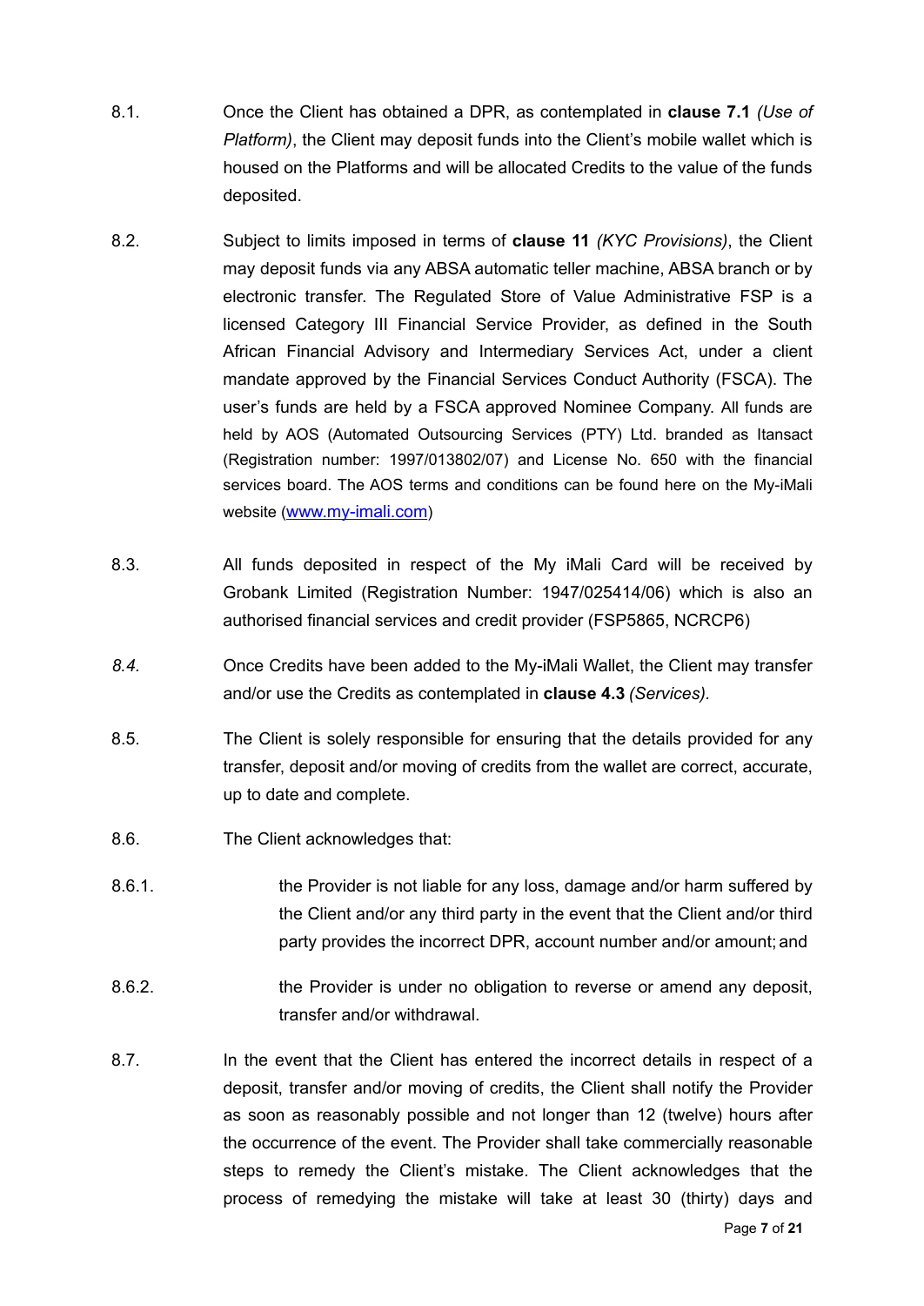8.1. Once the Client has obtained a DPR, as contemplated in **clause 7.1** *(Use of Platform)*, the Client may deposit funds into the Client's mobile wallet which is housed on the Platforms and will be allocated Credits to the value of the funds deposited.

8.2. Subject to limits imposed in terms of **clause 11** *(KYC Provisions)*, the Client may deposit funds via any ABSA automatic teller machine, ABSA branch or by electronic transfer. The Regulated Store of Value Administrative FSP is a licensed Category III Financial Service Provider, as defined in the South African Financial Advisory and Intermediary Services Act, under a client mandate approved by the Financial Services Conduct Authority (FSCA). The user's funds are held by a FSCA approved Nominee Company. All funds are held by AOS (Automated Outsourcing Services (PTY) Ltd. branded as Itansact (Registration number: 1997/013802/07) and License No. 650 with the financial services board. The AOS terms and conditions can be found here on the My-iMali website ([www.my-imali.com](www.my-imali.com))

8.3. All funds deposited in respect of the My iMali Card will be received by Grobank Limited (Registration Number: 1947/025414/06) which is also an authorised financial services and credit provider (FSP5865, NCRCP6)

*8.4.* Once Credits have been added to the My-iMali Wallet, the Client may transfer and/or use the Credits as contemplated in **clause 4.3** *(Services).*

8.5. The Client is solely responsible for ensuring that the details provided for any transfer, deposit and/or moving of credits from the wallet are correct, accurate, up to date and complete.

8.6. The Client acknowledges that:

8.6.1. the Provider is not liable for any loss, damage and/or harm suffered by the Client and/or any third party in the event that the Client and/or third party provides the incorrect DPR, account number and/or amount; and

8.6.2. the Provider is under no obligation to reverse or amend any deposit, transfer and/or withdrawal.

8.7. In the event that the Client has entered the incorrect details in respect of a deposit, transfer and/or moving of credits, the Client shall notify the Provider as soon as reasonably possible and not longer than 12 (twelve) hours after the occurrence of the event. The Provider shall take commercially reasonable steps to remedy the Client's mistake. The Client acknowledges that the process of remedying the mistake will take at least 30 (thirty) days and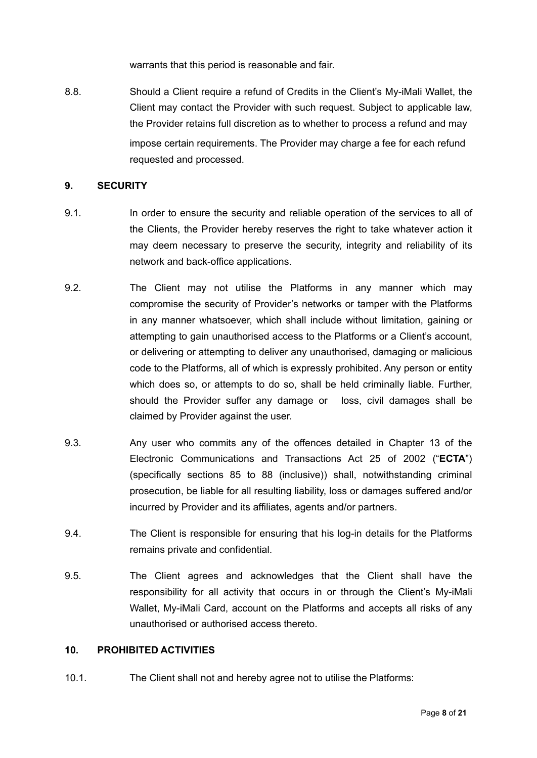warrants that this period is reasonable and fair.

8.8. Should a Client require a refund of Credits in the Client's My-iMali Wallet, the Client may contact the Provider with such request. Subject to applicable law, the Provider retains full discretion as to whether to process a refund and may impose certain requirements. The Provider may charge a fee for each refund requested and processed.

## 9. SECURITY

9.1. In order to ensure the security and reliable operation of the services to all of the Clients, the Provider hereby reserves the right to take whatever action it may deem necessary to preserve the security, integrity and reliability of its network and back-office applications.

9.2. The Client may not utilise the Platforms in any manner which may compromise the security of Provider's networks or tamper with the Platforms in any manner whatsoever, which shall include without limitation, gaining or attempting to gain unauthorised access to the Platforms or a Client's account, or delivering or attempting to deliver any unauthorised, damaging or malicious code to the Platforms, all of which is expressly prohibited. Any person or entity which does so, or attempts to do so, shall be held criminally liable. Further, should the Provider suffer any damage or loss, civil damages shall be claimed by Provider against the user.

9.3. Any user who commits any of the offences detailed in Chapter 13 of the Electronic Communications and Transactions Act 25 of 2002 ("**ECTA**") (specifically sections 85 to 88 (inclusive)) shall, notwithstanding criminal prosecution, be liable for all resulting liability, loss or damages suffered and/or incurred by Provider and its affiliates, agents and/or partners.

9.4. The Client is responsible for ensuring that his log-in details for the Platforms remains private and confidential.

9.5. The Client agrees and acknowledges that the Client shall have the responsibility for all activity that occurs in or through the Client's My-iMali Wallet, My-iMali Card, account on the Platforms and accepts all risks of any unauthorised or authorised access thereto.

## 10. PROHIBITED ACTIVITIES

10.1. The Client shall not and hereby agree not to utilise the Platforms: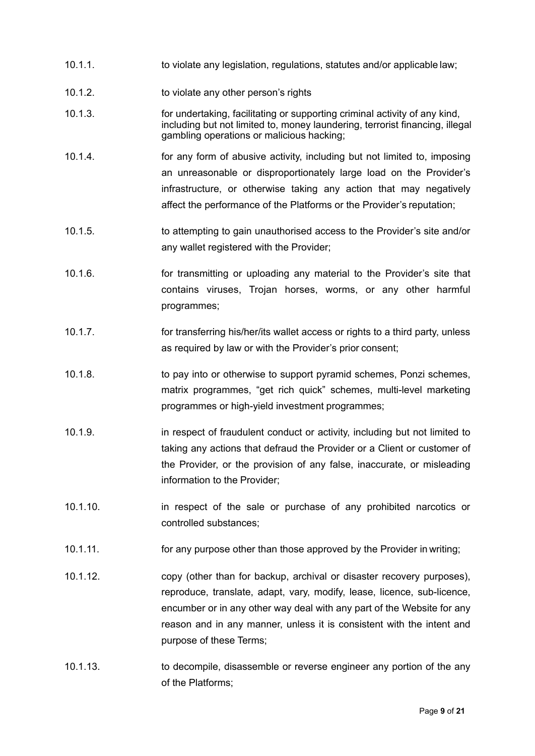10.1.1. to violate any legislation, regulations, statutes and/or applicable law;

10.1.2. to violate any other person's rights

10.1.3. for undertaking, facilitating or supporting criminal activity of any kind, including but not limited to, money laundering, terrorist financing, illegal gambling operations or malicious hacking;

10.1.4. for any form of abusive activity, including but not limited to, imposing an unreasonable or disproportionately large load on the Provider's infrastructure, or otherwise taking any action that may negatively affect the performance of the Platforms or the Provider's reputation;

10.1.5. to attempting to gain unauthorised access to the Provider's site and/or any wallet registered with the Provider;

10.1.6. for transmitting or uploading any material to the Provider's site that contains viruses, Trojan horses, worms, or any other harmful programmes;

10.1.7. for transferring his/her/its wallet access or rights to a third party, unless as required by law or with the Provider's prior consent;

10.1.8. to pay into or otherwise to support pyramid schemes, Ponzi schemes, matrix programmes, "get rich quick" schemes, multi-level marketing programmes or high-yield investment programmes;

10.1.9. in respect of fraudulent conduct or activity, including but not limited to taking any actions that defraud the Provider or a Client or customer of the Provider, or the provision of any false, inaccurate, or misleading information to the Provider;

10.1.10. in respect of the sale or purchase of any prohibited narcotics or controlled substances;

10.1.11. for any purpose other than those approved by the Provider in writing;

10.1.12. copy (other than for backup, archival or disaster recovery purposes), reproduce, translate, adapt, vary, modify, lease, licence, sub-licence, encumber or in any other way deal with any part of the Website for any reason and in any manner, unless it is consistent with the intent and purpose of these Terms;

10.1.13. to decompile, disassemble or reverse engineer any portion of the any of the Platforms;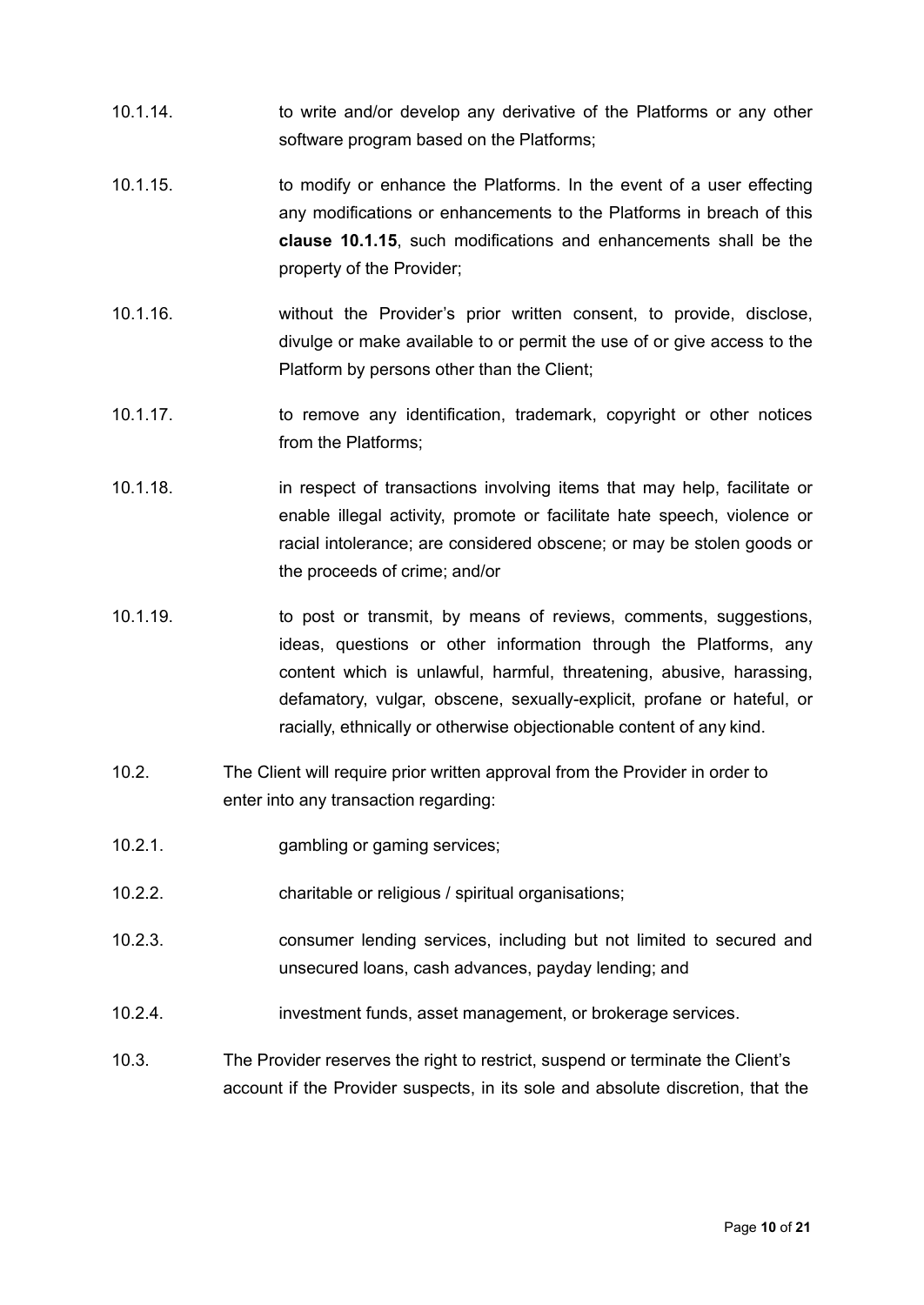10.1.14. to write and/or develop any derivative of the Platforms or any other software program based on the Platforms;

10.1.15. to modify or enhance the Platforms. In the event of a user effecting any modifications or enhancements to the Platforms in breach of this **clause 10.1.15**, such modifications and enhancements shall be the property of the Provider;

10.1.16. without the Provider's prior written consent, to provide, disclose, divulge or make available to or permit the use of or give access to the Platform by persons other than the Client;

10.1.17. to remove any identification, trademark, copyright or other notices from the Platforms;

10.1.18. in respect of transactions involving items that may help, facilitate or enable illegal activity, promote or facilitate hate speech, violence or racial intolerance; are considered obscene; or may be stolen goods or the proceeds of crime; and/or

10.1.19. to post or transmit, by means of reviews, comments, suggestions, ideas, questions or other information through the Platforms, any content which is unlawful, harmful, threatening, abusive, harassing, defamatory, vulgar, obscene, sexually-explicit, profane or hateful, or racially, ethnically or otherwise objectionable content of any kind.

10.2. The Client will require prior written approval from the Provider in order to enter into any transaction regarding:

10.2.1. gambling or gaming services;

10.2.2. charitable or religious / spiritual organisations;

10.2.3. consumer lending services, including but not limited to secured and unsecured loans, cash advances, payday lending; and

10.2.4. investment funds, asset management, or brokerage services.

10.3. The Provider reserves the right to restrict, suspend or terminate the Client's account if the Provider suspects, in its sole and absolute discretion, that the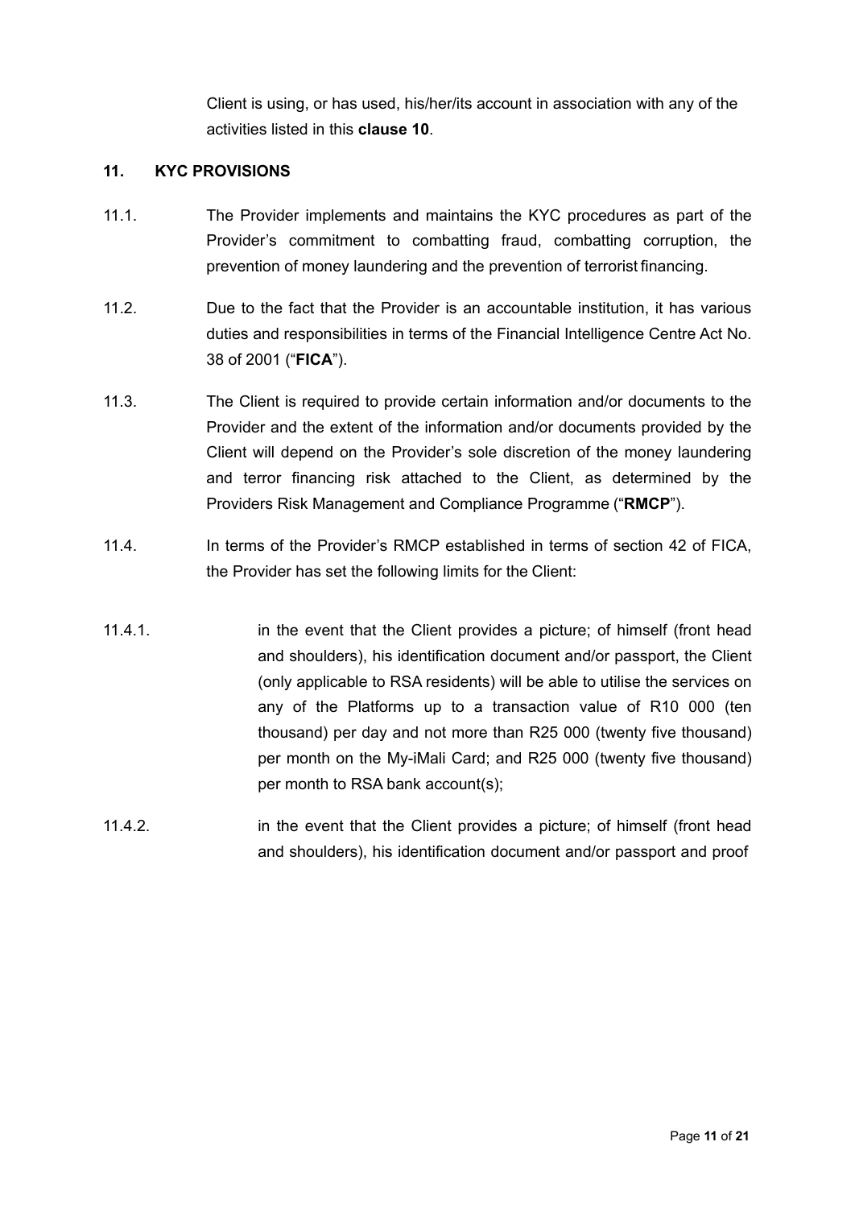Client is using, or has used, his/her/its account in association with any of the activities listed in this **clause 10**.

## 11. KYC PROVISIONS

11.1. The Provider implements and maintains the KYC procedures as part of the Provider's commitment to combatting fraud, combatting corruption, the prevention of money laundering and the prevention of terrorist financing.

11.2. Due to the fact that the Provider is an accountable institution, it has various duties and responsibilities in terms of the Financial Intelligence Centre Act No. 38 of 2001 ("**FICA**").

11.3. The Client is required to provide certain information and/or documents to the Provider and the extent of the information and/or documents provided by the Client will depend on the Provider's sole discretion of the money laundering and terror financing risk attached to the Client, as determined by the Providers Risk Management and Compliance Programme ("**RMCP**").

11.4. In terms of the Provider's RMCP established in terms of section 42 of FICA, the Provider has set the following limits for the Client:

11.4.1. in the event that the Client provides a picture; of himself (front head and shoulders), his identification document and/or passport, the Client (only applicable to RSA residents) will be able to utilise the services on any of the Platforms up to a transaction value of R10 000 (ten thousand) per day and not more than R25 000 (twenty five thousand) per month on the My-iMali Card; and R25 000 (twenty five thousand) per month to RSA bank account(s);

11.4.2. in the event that the Client provides a picture; of himself (front head and shoulders), his identification document and/or passport and proof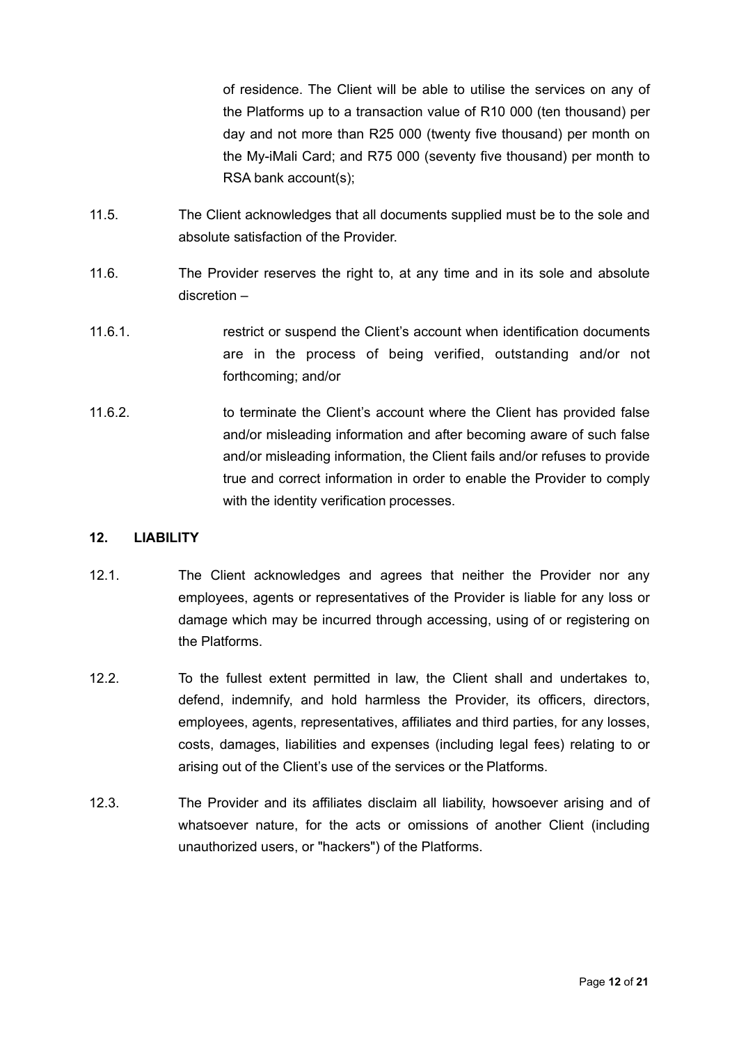of residence. The Client will be able to utilise the services on any of the Platforms up to a transaction value of R10 000 (ten thousand) per day and not more than R25 000 (twenty five thousand) per month on the My-iMali Card; and R75 000 (seventy five thousand) per month to RSA bank account(s);

11.5. The Client acknowledges that all documents supplied must be to the sole and absolute satisfaction of the Provider.

11.6. The Provider reserves the right to, at any time and in its sole and absolute discretion –

11.6.1. restrict or suspend the Client's account when identification documents are in the process of being verified, outstanding and/or not forthcoming; and/or

11.6.2. to terminate the Client's account where the Client has provided false and/or misleading information and after becoming aware of such false and/or misleading information, the Client fails and/or refuses to provide true and correct information in order to enable the Provider to comply with the identity verification processes.

## 12. LIABILITY

12.1. The Client acknowledges and agrees that neither the Provider nor any employees, agents or representatives of the Provider is liable for any loss or damage which may be incurred through accessing, using of or registering on the Platforms.

12.2. To the fullest extent permitted in law, the Client shall and undertakes to, defend, indemnify, and hold harmless the Provider, its officers, directors, employees, agents, representatives, affiliates and third parties, for any losses, costs, damages, liabilities and expenses (including legal fees) relating to or arising out of the Client's use of the services or the Platforms.

12.3. The Provider and its affiliates disclaim all liability, howsoever arising and of whatsoever nature, for the acts or omissions of another Client (including unauthorized users, or "hackers") of the Platforms.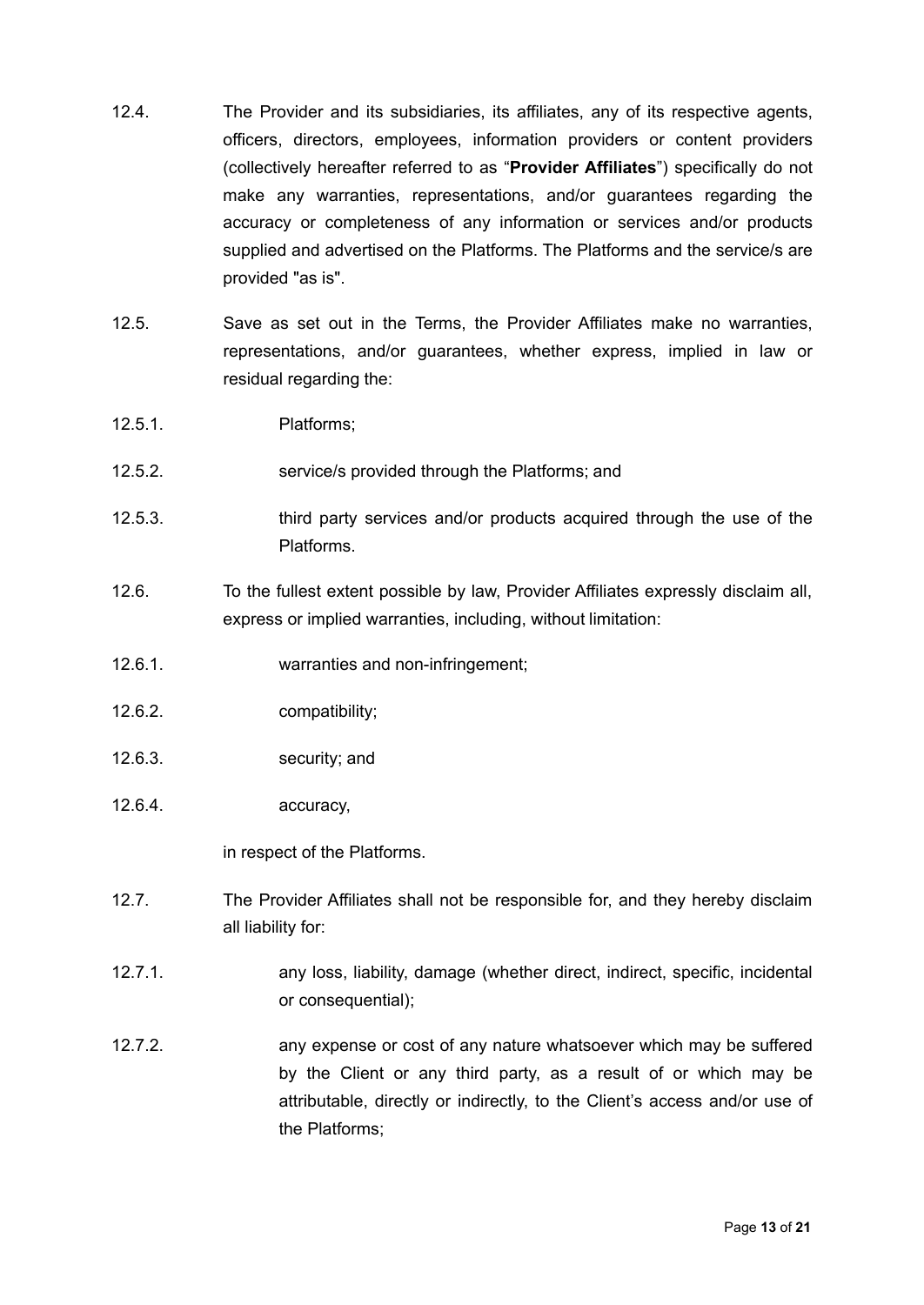12.4. The Provider and its subsidiaries, its affiliates, any of its respective agents, officers, directors, employees, information providers or content providers (collectively hereafter referred to as "**Provider Affiliates**") specifically do not make any warranties, representations, and/or guarantees regarding the accuracy or completeness of any information or services and/or products supplied and advertised on the Platforms. The Platforms and the service/s are provided "as is".

12.5. Save as set out in the Terms, the Provider Affiliates make no warranties, representations, and/or guarantees, whether express, implied in law or residual regarding the:

12.5.1. Platforms;

12.5.2. service/s provided through the Platforms; and

12.5.3. third party services and/or products acquired through the use of the Platforms.

12.6. To the fullest extent possible by law, Provider Affiliates expressly disclaim all, express or implied warranties, including, without limitation:

12.6.1. warranties and non-infringement;

12.6.2. compatibility;

12.6.3. security; and

12.6.4. accuracy,

in respect of the Platforms.

12.7. The Provider Affiliates shall not be responsible for, and they hereby disclaim all liability for:

12.7.1. any loss, liability, damage (whether direct, indirect, specific, incidental or consequential);

12.7.2. any expense or cost of any nature whatsoever which may be suffered by the Client or any third party, as a result of or which may be attributable, directly or indirectly, to the Client's access and/or use of the Platforms;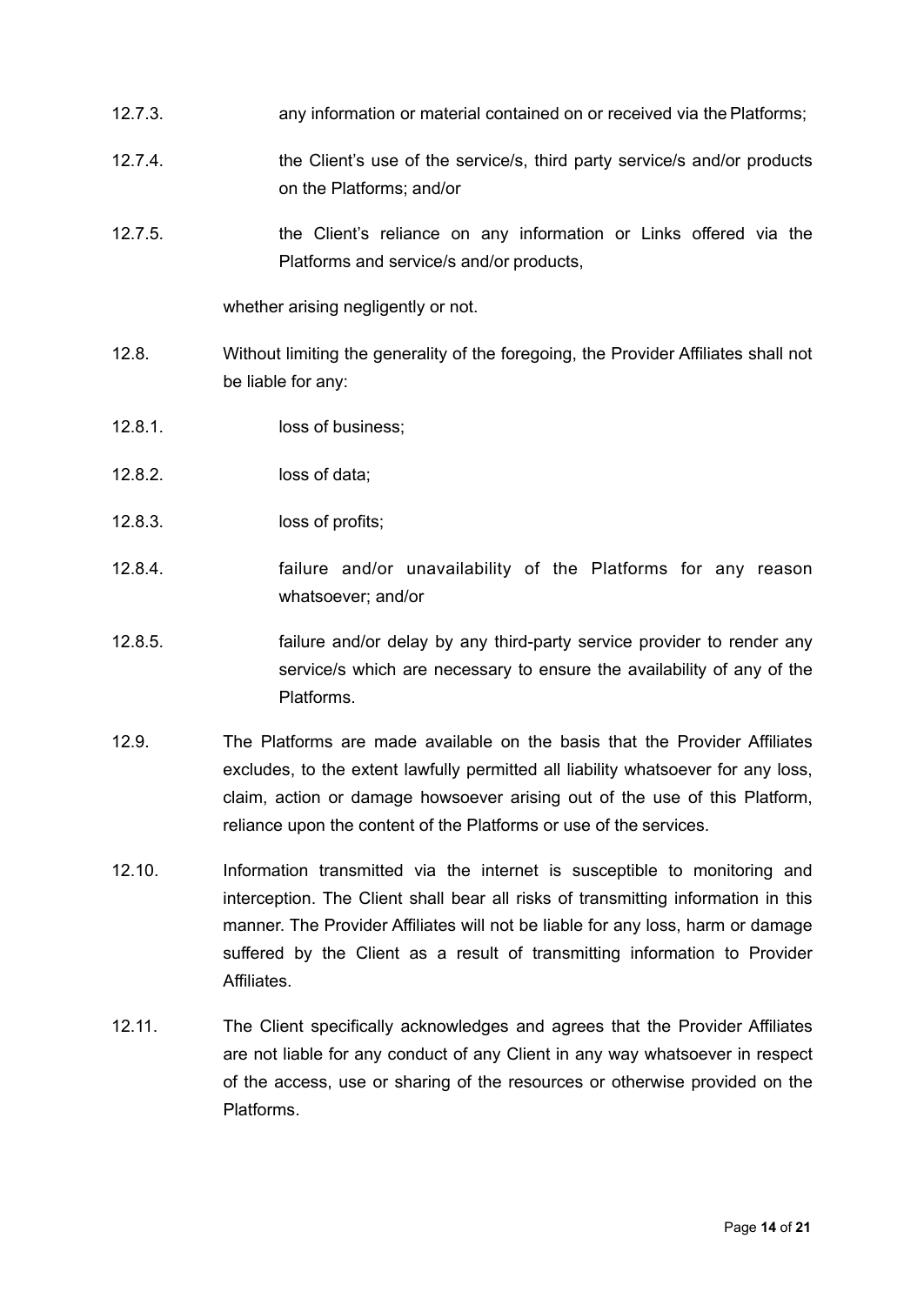12.7.3. any information or material contained on or received via the Platforms;

12.7.4. the Client's use of the service/s, third party service/s and/or products on the Platforms; and/or

12.7.5. the Client's reliance on any information or Links offered via the Platforms and service/s and/or products,

whether arising negligently or not.

12.8. Without limiting the generality of the foregoing, the Provider Affiliates shall not be liable for any:

12.8.1. loss of business;

12.8.2. loss of data;

12.8.3. loss of profits;

12.8.4. failure and/or unavailability of the Platforms for any reason whatsoever; and/or

12.8.5. failure and/or delay by any third-party service provider to render any service/s which are necessary to ensure the availability of any of the Platforms.

12.9. The Platforms are made available on the basis that the Provider Affiliates excludes, to the extent lawfully permitted all liability whatsoever for any loss, claim, action or damage howsoever arising out of the use of this Platform, reliance upon the content of the Platforms or use of the services.

12.10. Information transmitted via the internet is susceptible to monitoring and interception. The Client shall bear all risks of transmitting information in this manner. The Provider Affiliates will not be liable for any loss, harm or damage suffered by the Client as a result of transmitting information to Provider Affiliates.

12.11. The Client specifically acknowledges and agrees that the Provider Affiliates are not liable for any conduct of any Client in any way whatsoever in respect of the access, use or sharing of the resources or otherwise provided on the Platforms.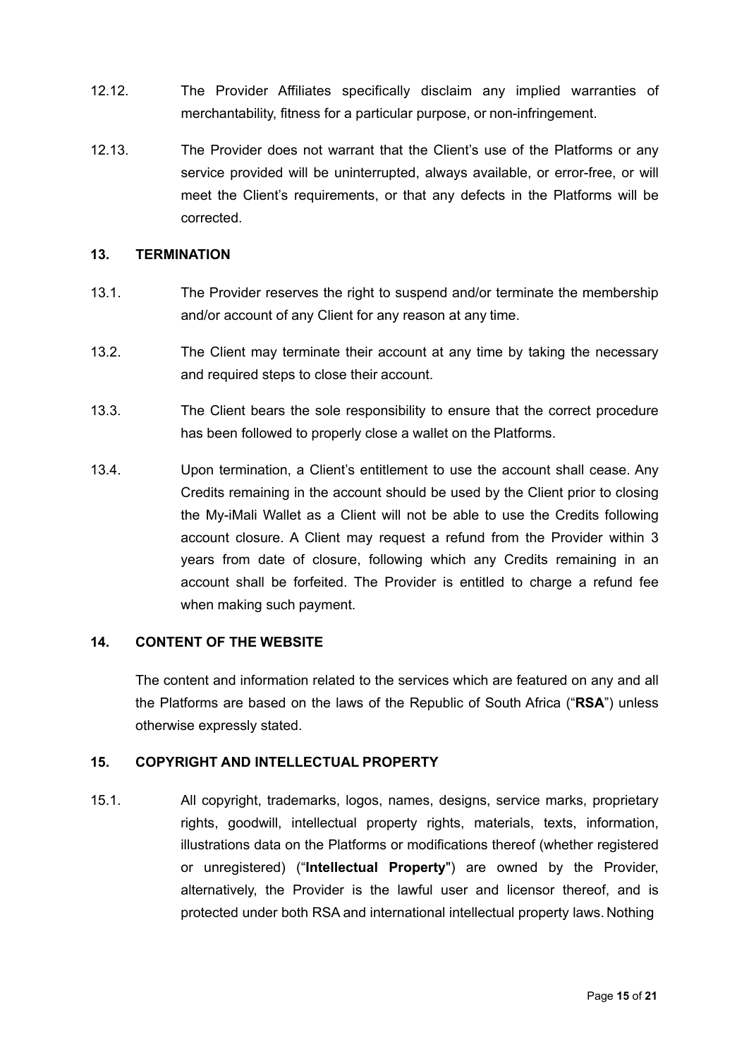12.12. The Provider Affiliates specifically disclaim any implied warranties of merchantability, fitness for a particular purpose, or non-infringement.

12.13. The Provider does not warrant that the Client's use of the Platforms or any service provided will be uninterrupted, always available, or error-free, or will meet the Client's requirements, or that any defects in the Platforms will be corrected.

## 13. TERMINATION

13.1. The Provider reserves the right to suspend and/or terminate the membership and/or account of any Client for any reason at any time.

13.2. The Client may terminate their account at any time by taking the necessary and required steps to close their account.

13.3. The Client bears the sole responsibility to ensure that the correct procedure has been followed to properly close a wallet on the Platforms.

13.4. Upon termination, a Client's entitlement to use the account shall cease. Any Credits remaining in the account should be used by the Client prior to closing the My-iMali Wallet as a Client will not be able to use the Credits following account closure. A Client may request a refund from the Provider within 3 years from date of closure, following which any Credits remaining in an account shall be forfeited. The Provider is entitled to charge a refund fee when making such payment.

## 14. CONTENT OF THE WEBSITE

The content and information related to the services which are featured on any and all the Platforms are based on the laws of the Republic of South Africa ("**RSA**") unless otherwise expressly stated.

## 15. COPYRIGHT AND INTELLECTUAL PROPERTY

15.1. All copyright, trademarks, logos, names, designs, service marks, proprietary rights, goodwill, intellectual property rights, materials, texts, information, illustrations data on the Platforms or modifications thereof (whether registered or unregistered) ("**Intellectual Property**") are owned by the Provider, alternatively, the Provider is the lawful user and licensor thereof, and is protected under both RSA and international intellectual property laws. Nothing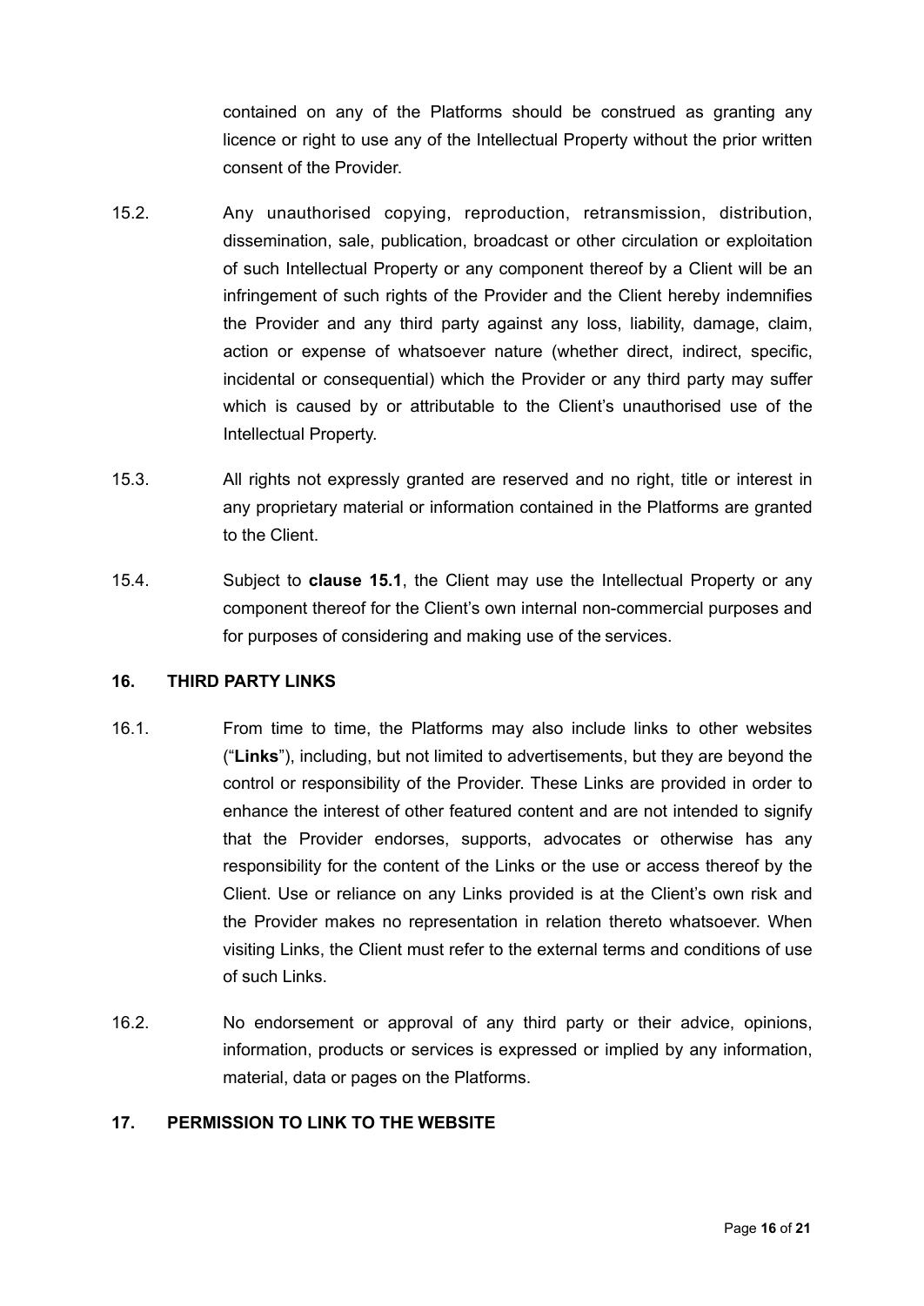contained on any of the Platforms should be construed as granting any licence or right to use any of the Intellectual Property without the prior written consent of the Provider.

15.2. Any unauthorised copying, reproduction, retransmission, distribution, dissemination, sale, publication, broadcast or other circulation or exploitation of such Intellectual Property or any component thereof by a Client will be an infringement of such rights of the Provider and the Client hereby indemnifies the Provider and any third party against any loss, liability, damage, claim, action or expense of whatsoever nature (whether direct, indirect, specific, incidental or consequential) which the Provider or any third party may suffer which is caused by or attributable to the Client's unauthorised use of the Intellectual Property.

15.3. All rights not expressly granted are reserved and no right, title or interest in any proprietary material or information contained in the Platforms are granted to the Client.

15.4. Subject to **clause 15.1**, the Client may use the Intellectual Property or any component thereof for the Client's own internal non-commercial purposes and for purposes of considering and making use of the services.

**16. THIRD PARTY LINKS**

16.1. From time to time, the Platforms may also include links to other websites ("**Links**"), including, but not limited to advertisements, but they are beyond the control or responsibility of the Provider. These Links are provided in order to enhance the interest of other featured content and are not intended to signify that the Provider endorses, supports, advocates or otherwise has any responsibility for the content of the Links or the use or access thereof by the Client. Use or reliance on any Links provided is at the Client's own risk and the Provider makes no representation in relation thereto whatsoever. When visiting Links, the Client must refer to the external terms and conditions of use of such Links.

16.2. No endorsement or approval of any third party or their advice, opinions, information, products or services is expressed or implied by any information, material, data or pages on the Platforms.

**17. PERMISSION TO LINK TO THE WEBSITE**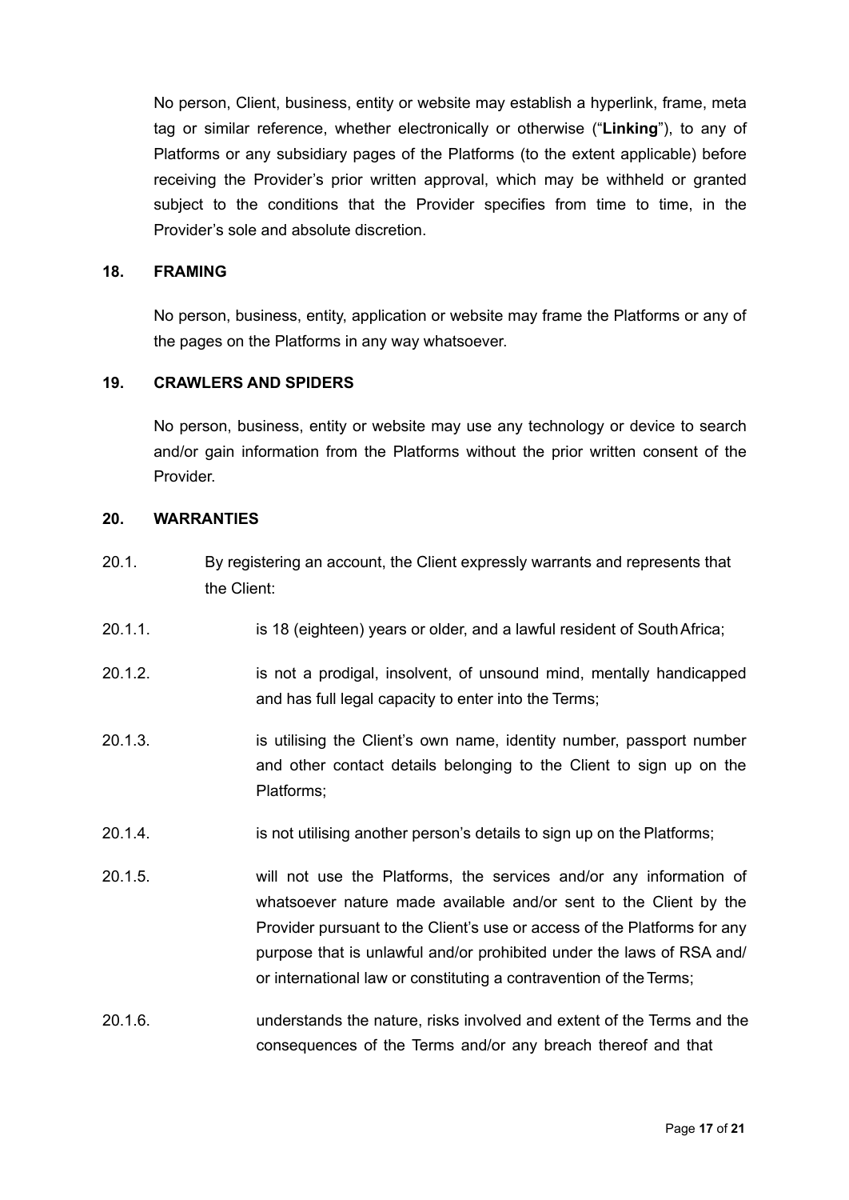No person, Client, business, entity or website may establish a hyperlink, frame, meta tag or similar reference, whether electronically or otherwise ("**Linking**"), to any of Platforms or any subsidiary pages of the Platforms (to the extent applicable) before receiving the Provider's prior written approval, which may be withheld or granted subject to the conditions that the Provider specifies from time to time, in the Provider's sole and absolute discretion.

## 18. FRAMING

No person, business, entity, application or website may frame the Platforms or any of the pages on the Platforms in any way whatsoever.

## 19. CRAWLERS AND SPIDERS

No person, business, entity or website may use any technology or device to search and/or gain information from the Platforms without the prior written consent of the Provider.

## 20. WARRANTIES

20.1. By registering an account, the Client expressly warrants and represents that the Client:

20.1.1. is 18 (eighteen) years or older, and a lawful resident of South Africa;

20.1.2. is not a prodigal, insolvent, of unsound mind, mentally handicapped and has full legal capacity to enter into the Terms;

20.1.3. is utilising the Client's own name, identity number, passport number and other contact details belonging to the Client to sign up on the Platforms;

20.1.4. is not utilising another person's details to sign up on the Platforms;

20.1.5. will not use the Platforms, the services and/or any information of whatsoever nature made available and/or sent to the Client by the Provider pursuant to the Client's use or access of the Platforms for any purpose that is unlawful and/or prohibited under the laws of RSA and/ or international law or constituting a contravention of the Terms;

20.1.6. understands the nature, risks involved and extent of the Terms and the consequences of the Terms and/or any breach thereof and that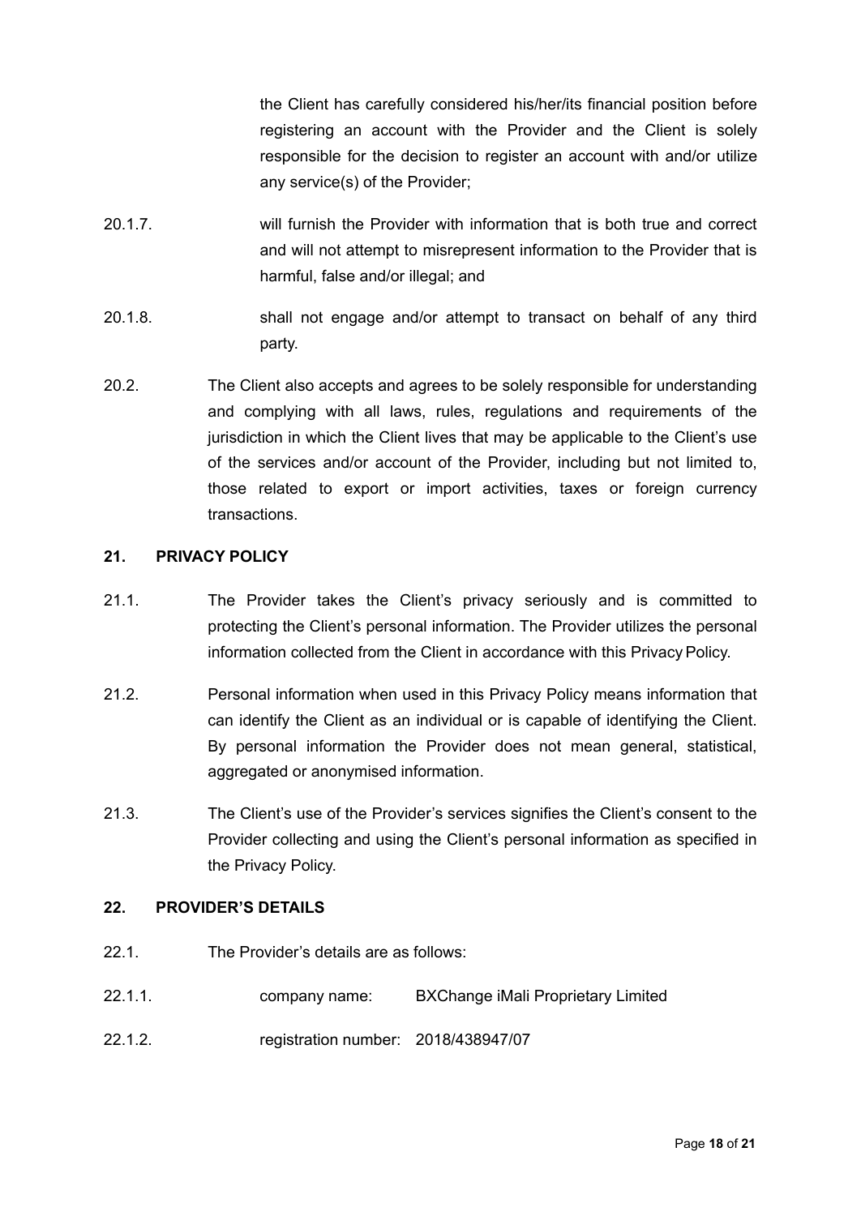the Client has carefully considered his/her/its financial position before registering an account with the Provider and the Client is solely responsible for the decision to register an account with and/or utilize any service(s) of the Provider;

20.1.7. will furnish the Provider with information that is both true and correct and will not attempt to misrepresent information to the Provider that is harmful, false and/or illegal; and

20.1.8. shall not engage and/or attempt to transact on behalf of any third party.

20.2. The Client also accepts and agrees to be solely responsible for understanding and complying with all laws, rules, regulations and requirements of the jurisdiction in which the Client lives that may be applicable to the Client's use of the services and/or account of the Provider, including but not limited to, those related to export or import activities, taxes or foreign currency transactions.

## 21. PRIVACY POLICY

21.1. The Provider takes the Client's privacy seriously and is committed to protecting the Client's personal information. The Provider utilizes the personal information collected from the Client in accordance with this Privacy Policy.

21.2. Personal information when used in this Privacy Policy means information that can identify the Client as an individual or is capable of identifying the Client. By personal information the Provider does not mean general, statistical, aggregated or anonymised information.

21.3. The Client's use of the Provider's services signifies the Client's consent to the Provider collecting and using the Client's personal information as specified in the Privacy Policy.

## 22. PROVIDER'S DETAILS

22.1. The Provider's details are as follows:

22.1.1. company name: BXChange iMali Proprietary Limited

22.1.2. registration number: 2018/438947/07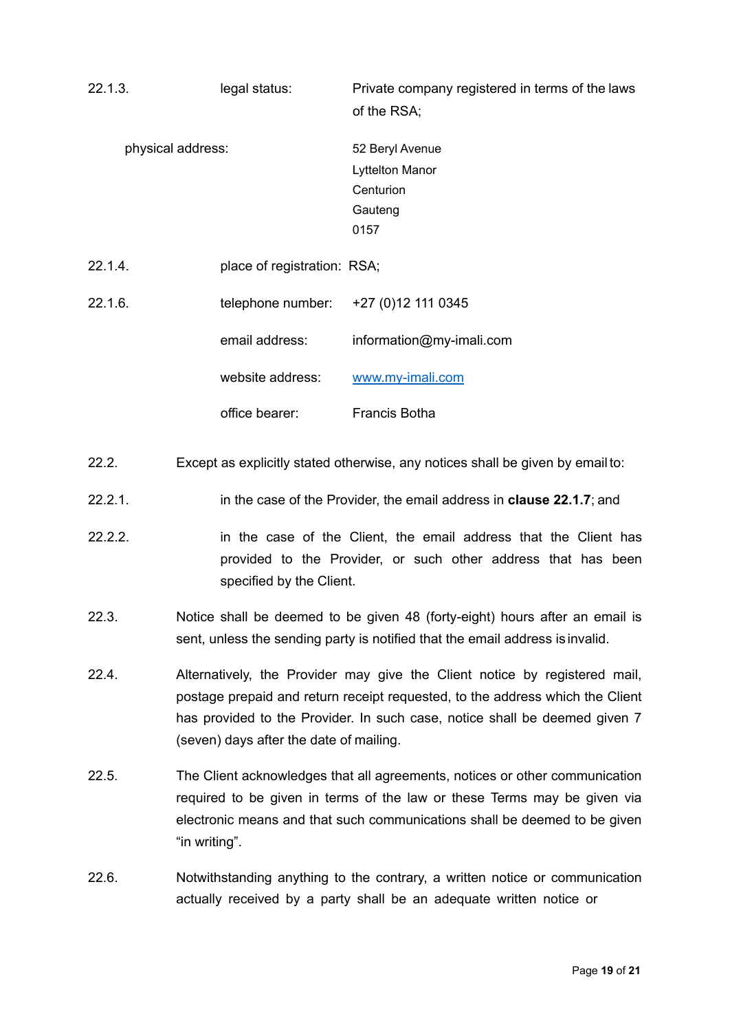22.1.3. legal status: Private company registered in terms of the laws of the RSA;

physical address: 52 Beryl Avenue
Lyttelton Manor
Centurion
Gauteng
0157

22.1.4. place of registration: RSA;

22.1.6. telephone number: +27 (0)12 111 0345

email address: information@my-imali.com

website address: [www.my-imali.com](www.my-imali.com)

office bearer: Francis Botha

22.2. Except as explicitly stated otherwise, any notices shall be given by email to:

22.2.1. in the case of the Provider, the email address in **clause 22.1.7**; and

22.2.2. in the case of the Client, the email address that the Client has provided to the Provider, or such other address that has been specified by the Client.

22.3. Notice shall be deemed to be given 48 (forty-eight) hours after an email is sent, unless the sending party is notified that the email address is invalid.

22.4. Alternatively, the Provider may give the Client notice by registered mail, postage prepaid and return receipt requested, to the address which the Client has provided to the Provider. In such case, notice shall be deemed given 7 (seven) days after the date of mailing.

22.5. The Client acknowledges that all agreements, notices or other communication required to be given in terms of the law or these Terms may be given via electronic means and that such communications shall be deemed to be given "in writing".

22.6. Notwithstanding anything to the contrary, a written notice or communication actually received by a party shall be an adequate written notice or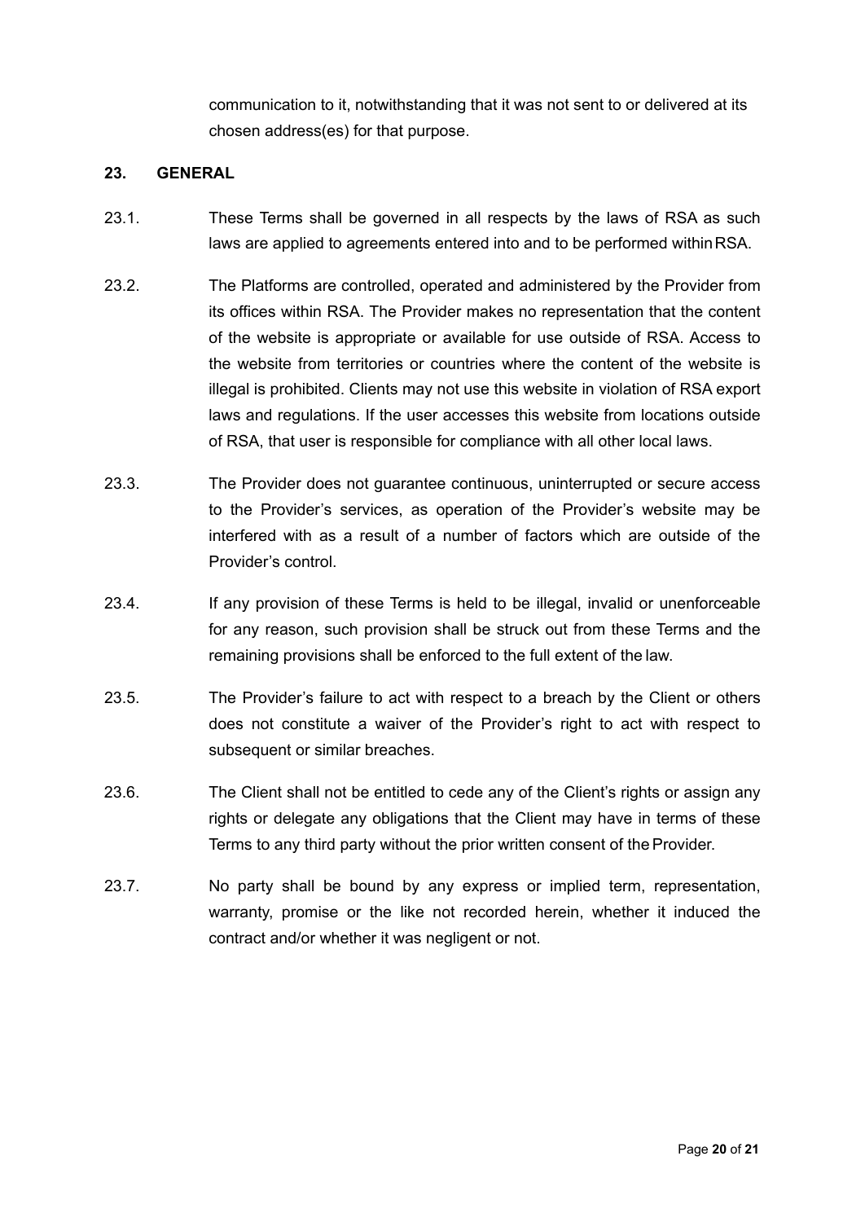communication to it, notwithstanding that it was not sent to or delivered at its chosen address(es) for that purpose.

## 23. GENERAL

23.1. These Terms shall be governed in all respects by the laws of RSA as such laws are applied to agreements entered into and to be performed within RSA.

23.2. The Platforms are controlled, operated and administered by the Provider from its offices within RSA. The Provider makes no representation that the content of the website is appropriate or available for use outside of RSA. Access to the website from territories or countries where the content of the website is illegal is prohibited. Clients may not use this website in violation of RSA export laws and regulations. If the user accesses this website from locations outside of RSA, that user is responsible for compliance with all other local laws.

23.3. The Provider does not guarantee continuous, uninterrupted or secure access to the Provider's services, as operation of the Provider's website may be interfered with as a result of a number of factors which are outside of the Provider's control.

23.4. If any provision of these Terms is held to be illegal, invalid or unenforceable for any reason, such provision shall be struck out from these Terms and the remaining provisions shall be enforced to the full extent of the law.

23.5. The Provider's failure to act with respect to a breach by the Client or others does not constitute a waiver of the Provider's right to act with respect to subsequent or similar breaches.

23.6. The Client shall not be entitled to cede any of the Client's rights or assign any rights or delegate any obligations that the Client may have in terms of these Terms to any third party without the prior written consent of the Provider.

23.7. No party shall be bound by any express or implied term, representation, warranty, promise or the like not recorded herein, whether it induced the contract and/or whether it was negligent or not.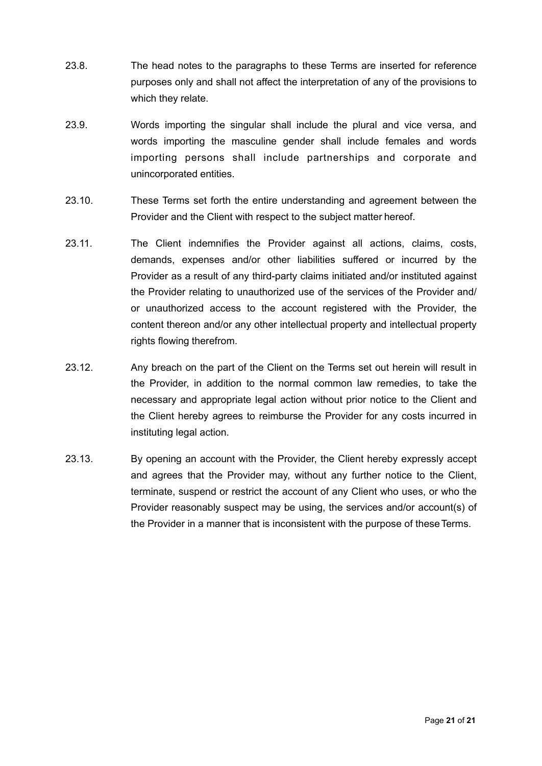23.8. The head notes to the paragraphs to these Terms are inserted for reference purposes only and shall not affect the interpretation of any of the provisions to which they relate.

23.9. Words importing the singular shall include the plural and vice versa, and words importing the masculine gender shall include females and words importing persons shall include partnerships and corporate and unincorporated entities.

23.10. These Terms set forth the entire understanding and agreement between the Provider and the Client with respect to the subject matter hereof.

23.11. The Client indemnifies the Provider against all actions, claims, costs, demands, expenses and/or other liabilities suffered or incurred by the Provider as a result of any third-party claims initiated and/or instituted against the Provider relating to unauthorized use of the services of the Provider and/or unauthorized access to the account registered with the Provider, the content thereon and/or any other intellectual property and intellectual property rights flowing therefrom.

23.12. Any breach on the part of the Client on the Terms set out herein will result in the Provider, in addition to the normal common law remedies, to take the necessary and appropriate legal action without prior notice to the Client and the Client hereby agrees to reimburse the Provider for any costs incurred in instituting legal action.

23.13. By opening an account with the Provider, the Client hereby expressly accept and agrees that the Provider may, without any further notice to the Client, terminate, suspend or restrict the account of any Client who uses, or who the Provider reasonably suspect may be using, the services and/or account(s) of the Provider in a manner that is inconsistent with the purpose of these Terms.